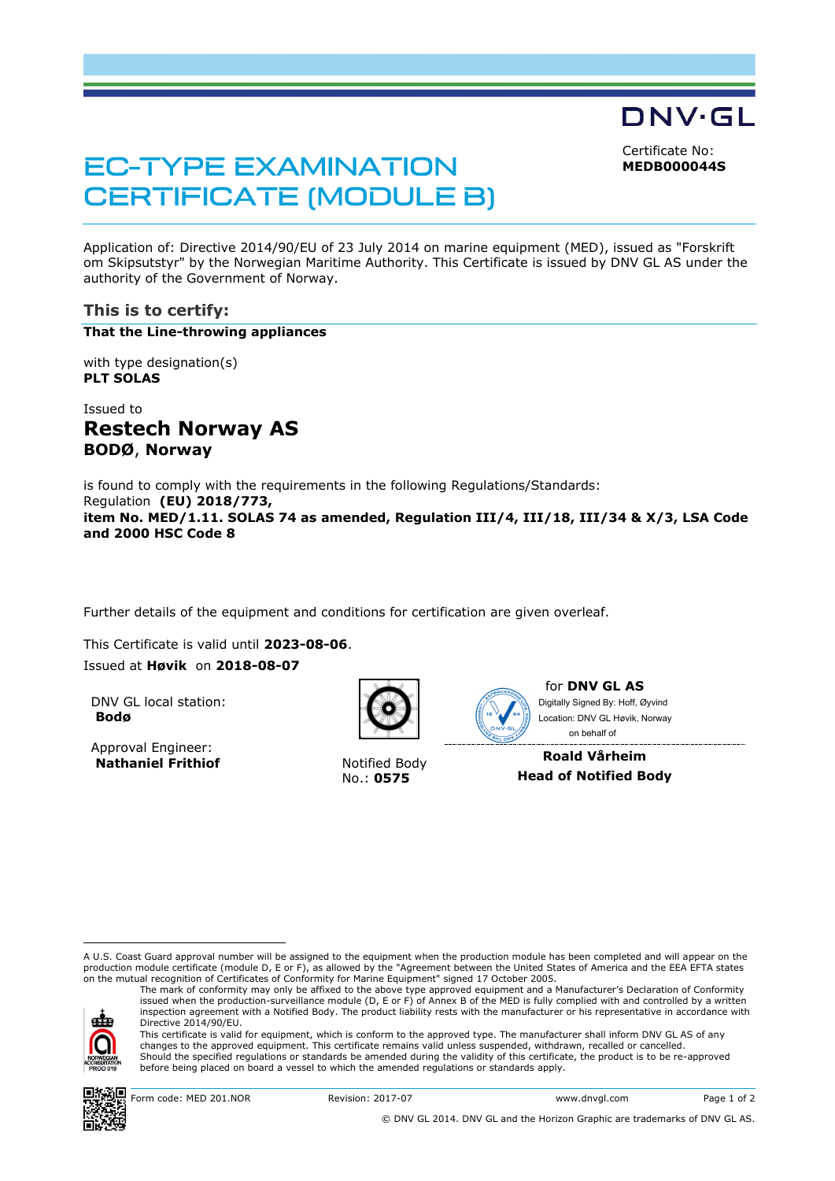DNV·GL

# EC-TYPE EXAMINATION CERTIFICATE (MODULE B)

Certificate No:
**MEDB000044S**

Application of: Directive 2014/90/EU of 23 July 2014 on marine equipment (MED), issued as "Forskrift om Skipsutstyr" by the Norwegian Maritime Authority. This Certificate is issued by DNV GL AS under the authority of the Government of Norway.

## This is to certify:

**That the Line-throwing appliances**

with type designation(s)
**PLT SOLAS**

Issued to
**Restech Norway AS**
**BODØ, Norway**

is found to comply with the requirements in the following Regulations/Standards:
Regulation **(EU) 2018/773,**
**item No. MED/1.11. SOLAS 74 as amended, Regulation III/4, III/18, III/34 & X/3, LSA Code and 2000 HSC Code 8**

Further details of the equipment and conditions for certification are given overleaf.

This Certificate is valid until **2023-08-06**.
Issued at **Høvik** on **2018-08-07**

DNV GL local station:
**Bodø**

Approval Engineer:
**Nathaniel Frithiof**

Notified Body
No.: **0575**

for **DNV GL AS**
Digitally Signed By: Hoff, Øyvind
Location: DNV GL Høvik, Norway
on behalf of

**Roald Vårheim**
**Head of Notified Body**

A U.S. Coast Guard approval number will be assigned to the equipment when the production module has been completed and will appear on the production module certificate (module D, E or F), as allowed by the "Agreement between the United States of America and the EEA EFTA states on the mutual recognition of Certificates of Conformity for Marine Equipment" signed 17 October 2005.

The mark of conformity may only be affixed to the above type approved equipment and a Manufacturer's Declaration of Conformity issued when the production-surveillance module (D, E or F) of Annex B of the MED is fully complied with and controlled by a written inspection agreement with a Notified Body. The product liability rests with the manufacturer or his representative in accordance with Directive 2014/90/EU.

This certificate is valid for equipment, which is conform to the approved type. The manufacturer shall inform DNV GL AS of any changes to the approved equipment. This certificate remains valid unless suspended, withdrawn, recalled or cancelled.

Should the specified regulations or standards be amended during the validity of this certificate, the product is to be re-approved before being placed on board a vessel to which the amended regulations or standards apply.

NORWEGIAN ACCREDITATION PROD 019

Form code: MED 201.NOR Revision: 2017-07 www.dnvgl.com

© DNV GL 2014. DNV GL and the Horizon Graphic are trademarks of DNV GL AS.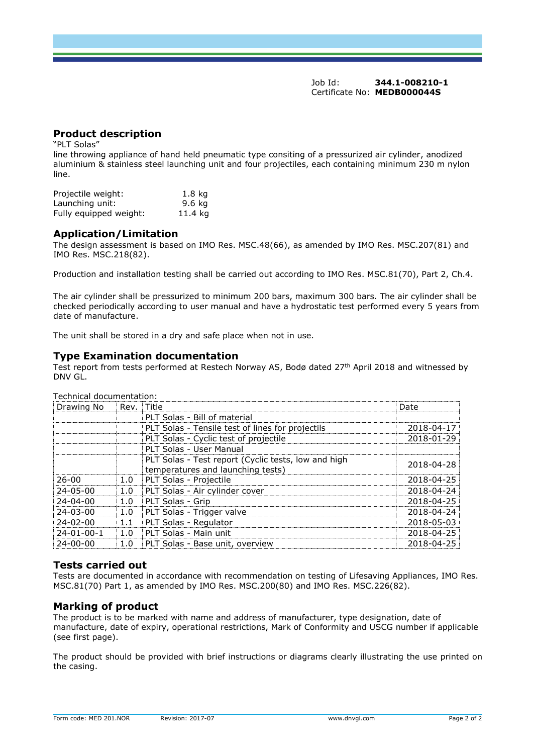Job Id: **344.1-008210-1**
Certificate No: **MEDB000044S**

## Product description

"PLT Solas"
line throwing appliance of hand held pneumatic type consiting of a pressurized air cylinder, anodized aluminium & stainless steel launching unit and four projectiles, each containing minimum 230 m nylon line.

| | |
|---|---|
| Projectile weight: | 1.8 kg |
| Launching unit: | 9.6 kg |
| Fully equipped weight: | 11.4 kg |

## Application/Limitation

The design assessment is based on IMO Res. MSC.48(66), as amended by IMO Res. MSC.207(81) and IMO Res. MSC.218(82).

Production and installation testing shall be carried out according to IMO Res. MSC.81(70), Part 2, Ch.4.

The air cylinder shall be pressurized to minimum 200 bars, maximum 300 bars. The air cylinder shall be checked periodically according to user manual and have a hydrostatic test performed every 5 years from date of manufacture.

The unit shall be stored in a dry and safe place when not in use.

## Type Examination documentation

Test report from tests performed at Restech Norway AS, Bodø dated 27th April 2018 and witnessed by DNV GL.

Technical documentation:

| Drawing No | Rev. | Title | Date |
|---|---|---|---|
| | | PLT Solas - Bill of material | |
| | | PLT Solas - Tensile test of lines for projectils | 2018-04-17 |
| | | PLT Solas - Cyclic test of projectile | 2018-01-29 |
| | | PLT Solas - User Manual | |
| | | PLT Solas - Test report (Cyclic tests, low and high temperatures and launching tests) | 2018-04-28 |
| 26-00 | 1.0 | PLT Solas - Projectile | 2018-04-25 |
| 24-05-00 | 1.0 | PLT Solas - Air cylinder cover | 2018-04-24 |
| 24-04-00 | 1.0 | PLT Solas - Grip | 2018-04-25 |
| 24-03-00 | 1.0 | PLT Solas - Trigger valve | 2018-04-24 |
| 24-02-00 | 1.1 | PLT Solas - Regulator | 2018-05-03 |
| 24-01-00-1 | 1.0 | PLT Solas - Main unit | 2018-04-25 |
| 24-00-00 | 1.0 | PLT Solas - Base unit, overview | 2018-04-25 |

## Tests carried out

Tests are documented in accordance with recommendation on testing of Lifesaving Appliances, IMO Res. MSC.81(70) Part 1, as amended by IMO Res. MSC.200(80) and IMO Res. MSC.226(82).

## Marking of product

The product is to be marked with name and address of manufacturer, type designation, date of manufacture, date of expiry, operational restrictions, Mark of Conformity and USCG number if applicable (see first page).

The product should be provided with brief instructions or diagrams clearly illustrating the use printed on the casing.